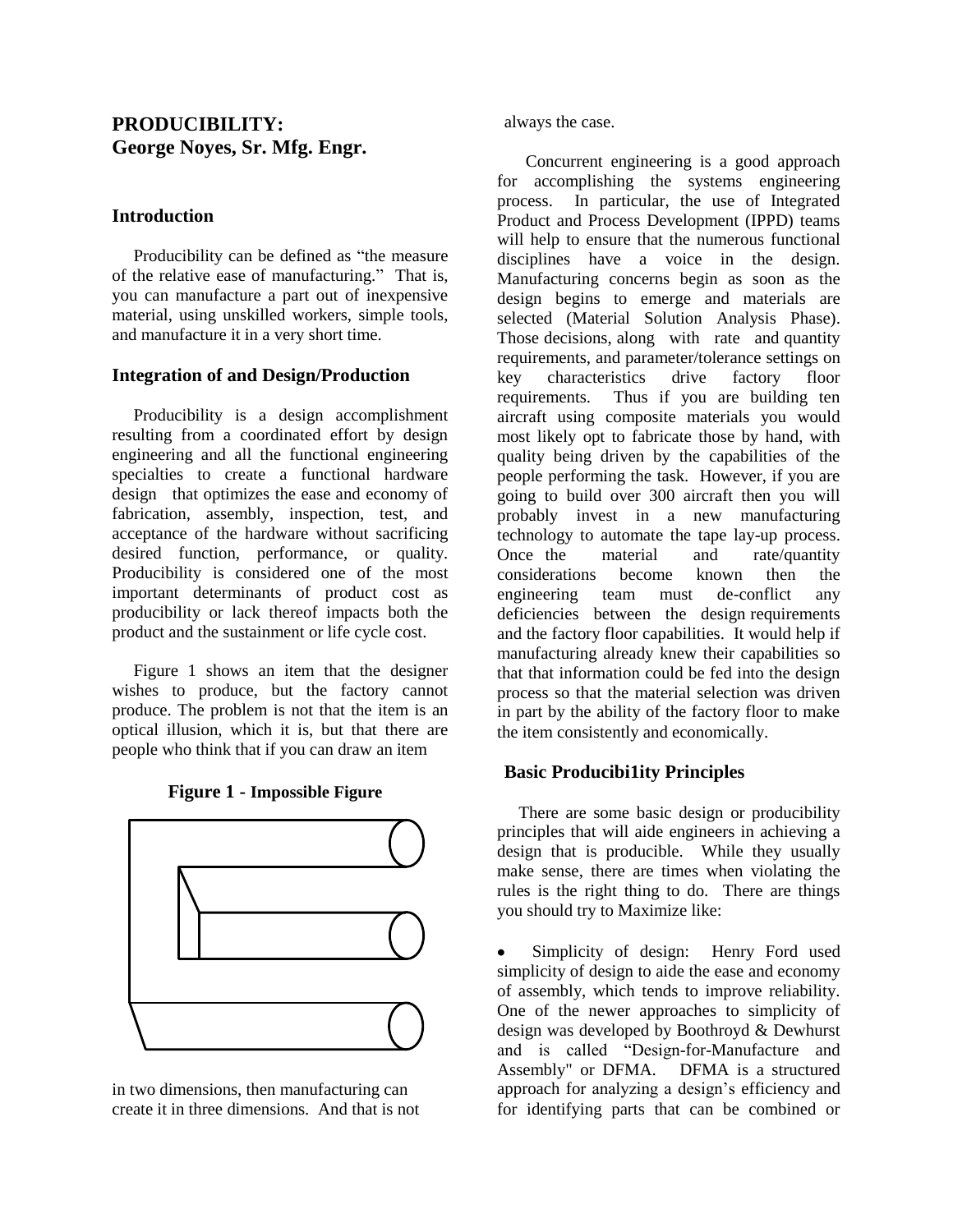# PRODUCIBILITY:
# George Noyes, Sr. Mfg. Engr.

## Introduction

Producibility can be defined as "the measure of the relative ease of manufacturing." That is, you can manufacture a part out of inexpensive material, using unskilled workers, simple tools, and manufacture it in a very short time.

## Integration of and Design/Production

Producibility is a design accomplishment resulting from a coordinated effort by design engineering and all the functional engineering specialties to create a functional hardware design that optimizes the ease and economy of fabrication, assembly, inspection, test, and acceptance of the hardware without sacrificing desired function, performance, or quality. Producibility is considered one of the most important determinants of product cost as producibility or lack thereof impacts both the product and the sustainment or life cycle cost.

Figure 1 shows an item that the designer wishes to produce, but the factory cannot produce. The problem is not that the item is an optical illusion, which it is, but that there are people who think that if you can draw an item in two dimensions, then manufacturing can create it in three dimensions. And that is not always the case.

**Figure 1 - Impossible Figure**

Concurrent engineering is a good approach for accomplishing the systems engineering process. In particular, the use of Integrated Product and Process Development (IPPD) teams will help to ensure that the numerous functional disciplines have a voice in the design. Manufacturing concerns begin as soon as the design begins to emerge and materials are selected (Material Solution Analysis Phase). Those decisions, along with rate and quantity requirements, and parameter/tolerance settings on key characteristics drive factory floor requirements. Thus if you are building ten aircraft using composite materials you would most likely opt to fabricate those by hand, with quality being driven by the capabilities of the people performing the task. However, if you are going to build over 300 aircraft then you will probably invest in a new manufacturing technology to automate the tape lay-up process. Once the material and rate/quantity considerations become known then the engineering team must de-conflict any deficiencies between the design requirements and the factory floor capabilities. It would help if manufacturing already knew their capabilities so that that information could be fed into the design process so that the material selection was driven in part by the ability of the factory floor to make the item consistently and economically.

## Basic Producibi1ity Principles

There are some basic design or producibility principles that will aide engineers in achieving a design that is producible. While they usually make sense, there are times when violating the rules is the right thing to do. There are things you should try to Maximize like:

- Simplicity of design: Henry Ford used simplicity of design to aide the ease and economy of assembly, which tends to improve reliability. One of the newer approaches to simplicity of design was developed by Boothroyd & Dewhurst and is called "Design-for-Manufacture and Assembly" or DFMA. DFMA is a structured approach for analyzing a design's efficiency and for identifying parts that can be combined or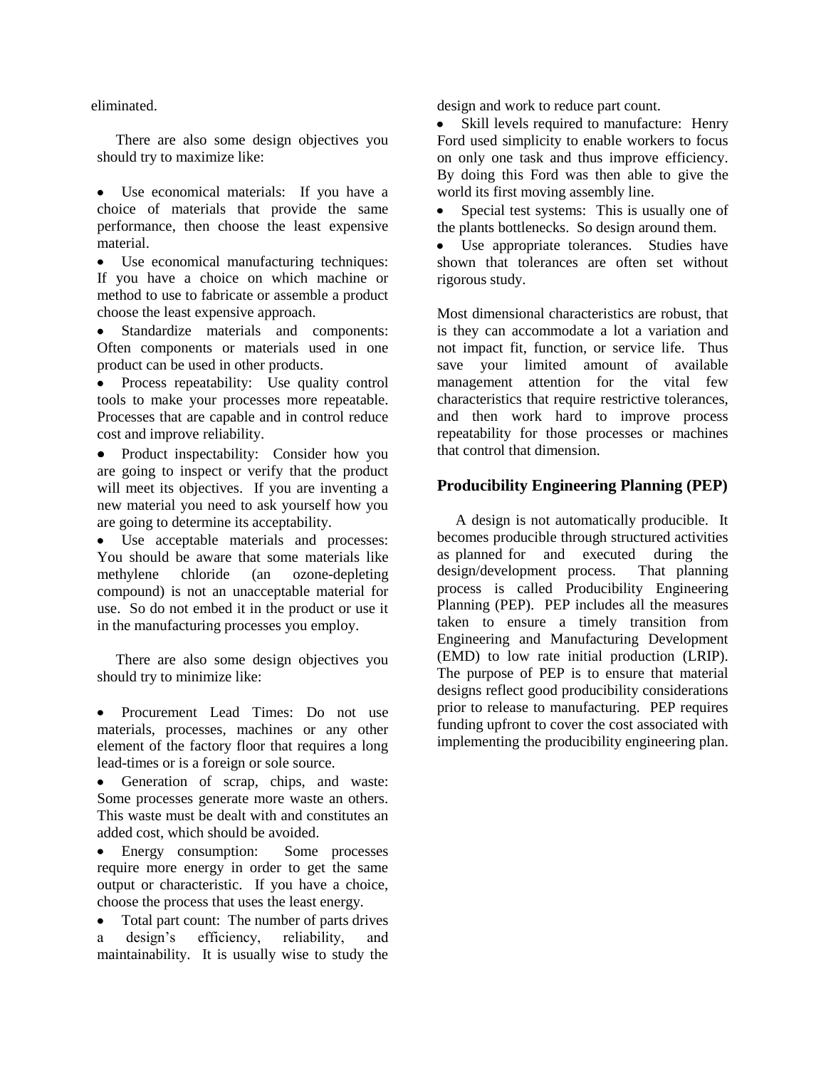eliminated.

There are also some design objectives you should try to maximize like:

- Use economical materials: If you have a choice of materials that provide the same performance, then choose the least expensive material.
- Use economical manufacturing techniques: If you have a choice on which machine or method to use to fabricate or assemble a product choose the least expensive approach.
- Standardize materials and components: Often components or materials used in one product can be used in other products.
- Process repeatability: Use quality control tools to make your processes more repeatable. Processes that are capable and in control reduce cost and improve reliability.
- Product inspectability: Consider how you are going to inspect or verify that the product will meet its objectives. If you are inventing a new material you need to ask yourself how you are going to determine its acceptability.
- Use acceptable materials and processes: You should be aware that some materials like methylene chloride (an ozone-depleting compound) is not an unacceptable material for use. So do not embed it in the product or use it in the manufacturing processes you employ.

There are also some design objectives you should try to minimize like:

- Procurement Lead Times: Do not use materials, processes, machines or any other element of the factory floor that requires a long lead-times or is a foreign or sole source.
- Generation of scrap, chips, and waste: Some processes generate more waste an others. This waste must be dealt with and constitutes an added cost, which should be avoided.
- Energy consumption: Some processes require more energy in order to get the same output or characteristic. If you have a choice, choose the process that uses the least energy.
- Total part count: The number of parts drives a design's efficiency, reliability, and maintainability. It is usually wise to study the design and work to reduce part count.
- Skill levels required to manufacture: Henry Ford used simplicity to enable workers to focus on only one task and thus improve efficiency. By doing this Ford was then able to give the world its first moving assembly line.
- Special test systems: This is usually one of the plants bottlenecks. So design around them.
- Use appropriate tolerances. Studies have shown that tolerances are often set without rigorous study.

Most dimensional characteristics are robust, that is they can accommodate a lot a variation and not impact fit, function, or service life. Thus save your limited amount of available management attention for the vital few characteristics that require restrictive tolerances, and then work hard to improve process repeatability for those processes or machines that control that dimension.

## Producibility Engineering Planning (PEP)

A design is not automatically producible. It becomes producible through structured activities as planned for and executed during the design/development process. That planning process is called Producibility Engineering Planning (PEP). PEP includes all the measures taken to ensure a timely transition from Engineering and Manufacturing Development (EMD) to low rate initial production (LRIP). The purpose of PEP is to ensure that material designs reflect good producibility considerations prior to release to manufacturing. PEP requires funding upfront to cover the cost associated with implementing the producibility engineering plan.